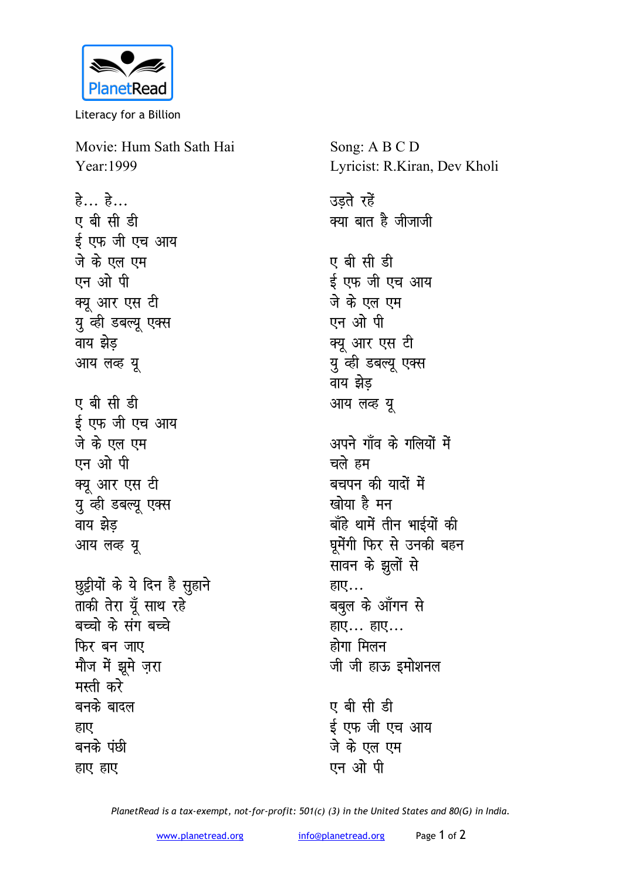Literacy for a Billion

Movie: Hum Sath Sath Hai
Year:1999

Song: A B C D
Lyricist: R.Kiran, Dev Kholi

हे... हे...
ए बी सी डी
ई एफ जी एच आय
जे के एल एम
एन ओ पी
क्यू आर एस टी
यु व्ही डबल्यू एक्स
वाय झेड़
आय लव्ह यू

ए बी सी डी
ई एफ जी एच आय
जे के एल एम
एन ओ पी
क्यू आर एस टी
यु व्ही डबल्यू एक्स
वाय झेड़
आय लव्ह यू

छुट्टीयों के ये दिन है सुहाने
ताकी तेरा यूँ साथ रहे
बच्चो के संग बच्चे
फिर बन जाए
मौज में झूमे ज़रा
मस्ती करे
बनके बादल
हाए
बनके पंछी
हाए हाए

उड़ते रहें
क्या बात है जीजाजी

ए बी सी डी
ई एफ जी एच आय
जे के एल एम
एन ओ पी
क्यू आर एस टी
यु व्ही डबल्यू एक्स
वाय झेड़
आय लव्ह यू

अपने गाँव के गलियों में
चले हम
बचपन की यादों में
खोया है मन
बाँहे थामें तीन भाईयों की
घूमेंगी फिर से उनकी बहन
सावन के झुलों से
हाए...
बबुल के आँगन से
हाए... हाए...
होगा मिलन
जी जी हाऊ इमोशनल

ए बी सी डी
ई एफ जी एच आय
जे के एल एम
एन ओ पी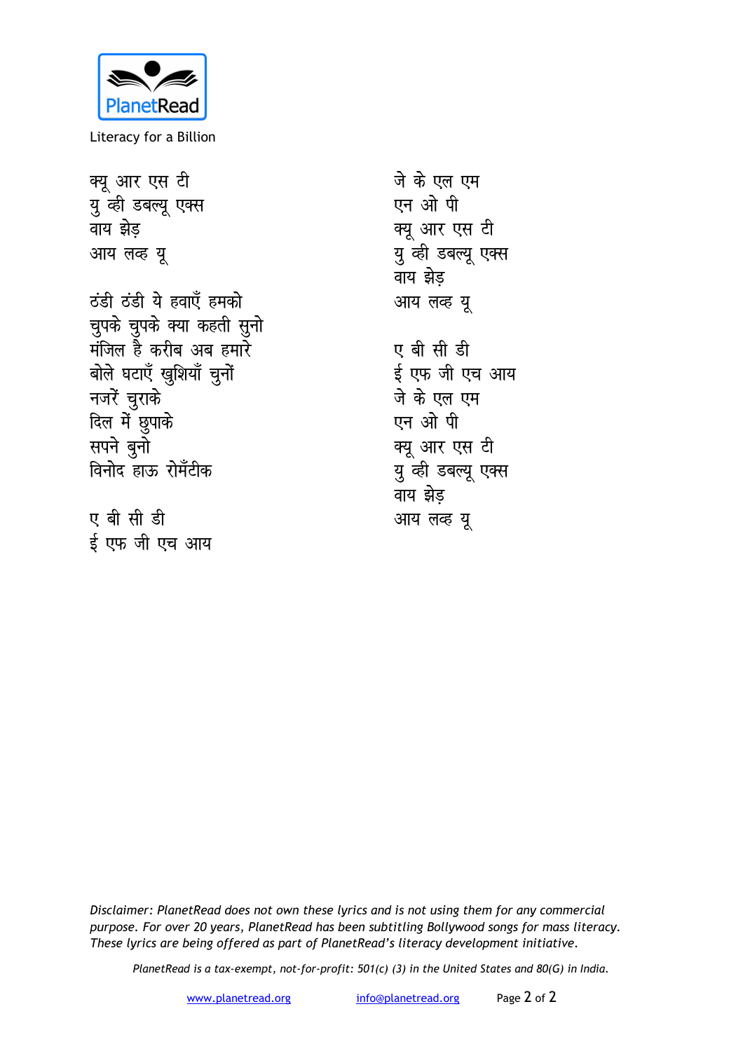PlanetRead

Literacy for a Billion

क्यू आर एस टी
यु व्ही डबल्यू एक्स
वाय झेड़
आय लव्ह यू

ठंडी ठंडी ये हवाएँ हमको
चुपके चुपके क्या कहती सुनो
मंज़िल है करीब अब हमारे
बोले घटाएँ खुशियाँ चुनों
नजरें चुराके
दिल में छुपाके
सपने बुनो
विनोद हाऊ रोमँटीक

ए बी सी डी
ई एफ जी एच आय
जे के एल एम
एन ओ पी
क्यू आर एस टी
यु व्ही डबल्यू एक्स
वाय झेड़
आय लव्ह यू

ए बी सी डी
ई एफ जी एच आय
जे के एल एम
एन ओ पी
क्यू आर एस टी
यु व्ही डबल्यू एक्स
वाय झेड़
आय लव्ह यू

*Disclaimer: PlanetRead does not own these lyrics and is not using them for any commercial purpose. For over 20 years, PlanetRead has been subtitling Bollywood songs for mass literacy. These lyrics are being offered as part of PlanetRead's literacy development initiative.*

*PlanetRead is a tax-exempt, not-for-profit: 501(c) (3) in the United States and 80(G) in India.*

www.planetread.org info@planetread.org